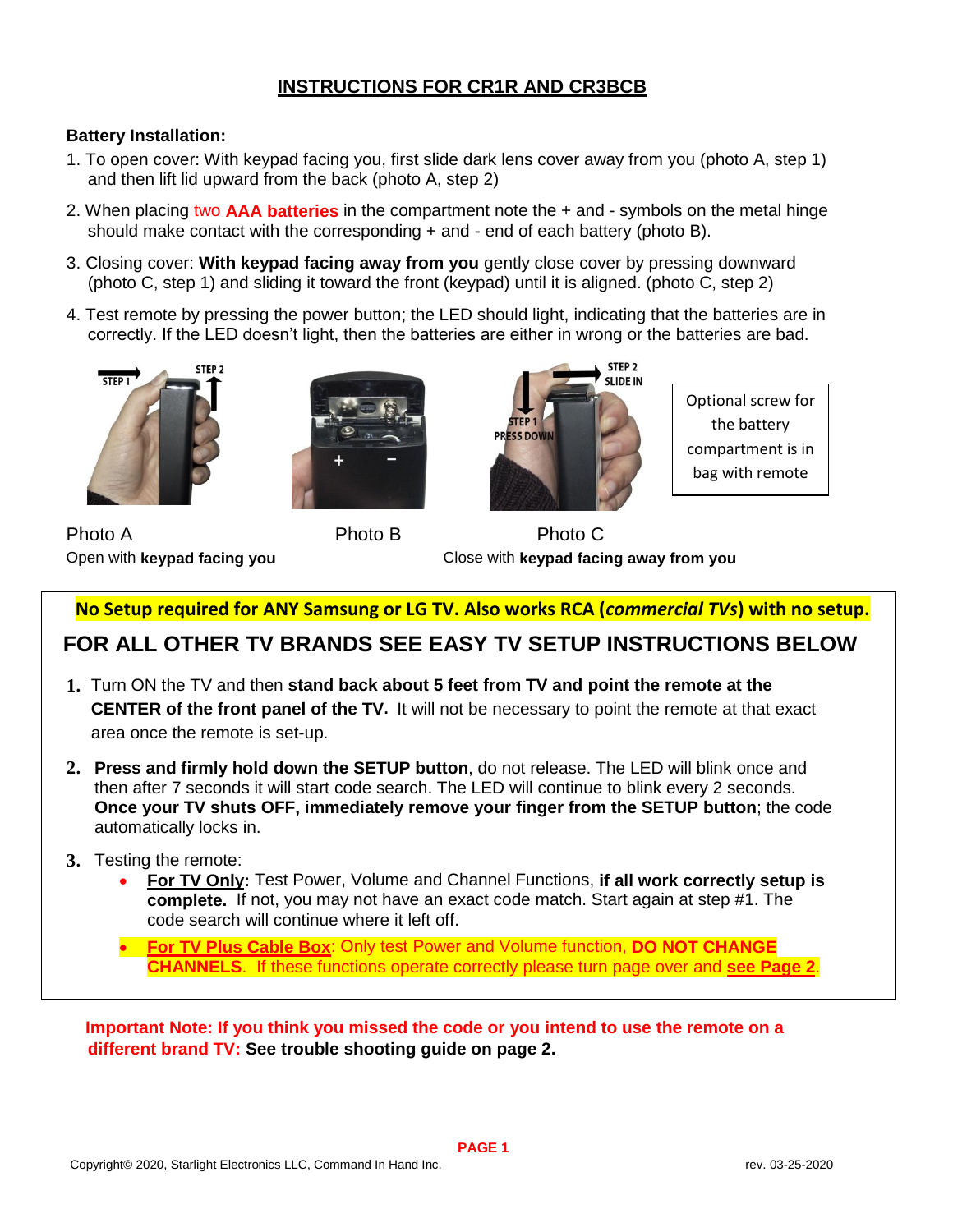# INSTRUCTIONS FOR CR1R AND CR3BCB

**Battery Installation:**

1. To open cover: With keypad facing you, first slide dark lens cover away from you (photo A, step 1) and then lift lid upward from the back (photo A, step 2)
2. When placing two **AAA batteries** in the compartment note the + and - symbols on the metal hinge should make contact with the corresponding + and - end of each battery (photo B).
3. Closing cover: **With keypad facing away from you** gently close cover by pressing downward (photo C, step 1) and sliding it toward the front (keypad) until it is aligned. (photo C, step 2)
4. Test remote by pressing the power button; the LED should light, indicating that the batteries are in correctly. If the LED doesn't light, then the batteries are either in wrong or the batteries are bad.

STEP 1 STEP 2

STEP 2 SLIDE IN

STEP 1 PRESS DOWN

Optional screw for the battery compartment is in bag with remote

Photo A
Open with **keypad facing you**

Photo B

Photo C
Close with **keypad facing away from you**

**No Setup required for ANY Samsung or LG TV. Also works RCA (*commercial TVs*) with no setup.**

## FOR ALL OTHER TV BRANDS SEE EASY TV SETUP INSTRUCTIONS BELOW

1. Turn ON the TV and then **stand back about 5 feet from TV and point the remote at the CENTER of the front panel of the TV.** It will not be necessary to point the remote at that exact area once the remote is set-up.
2. **Press and firmly hold down the SETUP button**, do not release. The LED will blink once and then after 7 seconds it will start code search. The LED will continue to blink every 2 seconds. **Once your TV shuts OFF, immediately remove your finger from the SETUP button**; the code automatically locks in.
3. Testing the remote:
   - **For TV Only:** Test Power, Volume and Channel Functions, **if all work correctly setup is complete.** If not, you may not have an exact code match. Start again at step #1. The code search will continue where it left off.
   - **For TV Plus Cable Box**: Only test Power and Volume function, **DO NOT CHANGE CHANNELS**. If these functions operate correctly please turn page over and **see Page 2**.

**Important Note: If you think you missed the code or you intend to use the remote on a different brand TV: See trouble shooting guide on page 2.**

Copyright© 2020, Starlight Electronics LLC, Command In Hand Inc. rev. 03-25-2020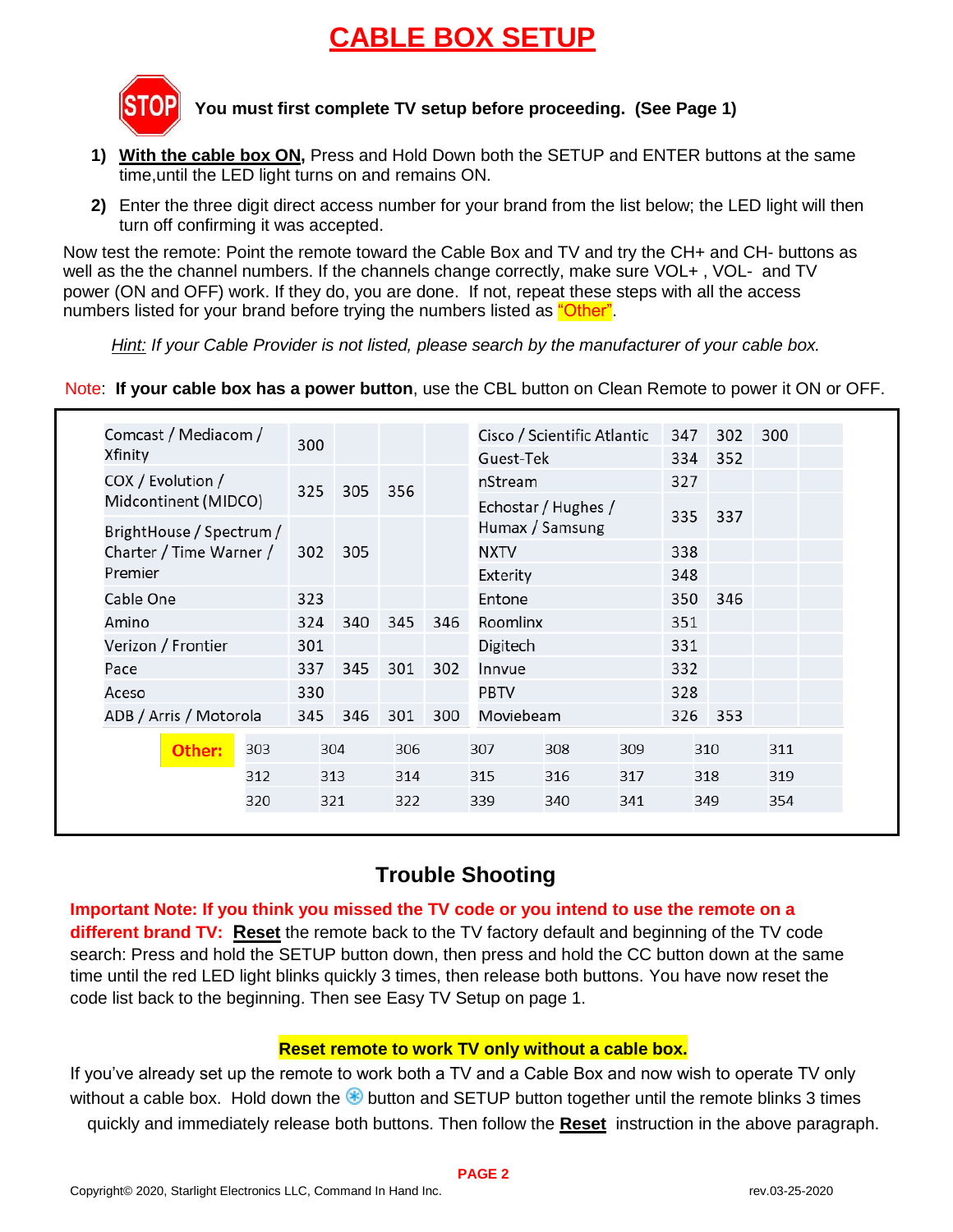# CABLE BOX SETUP

**You must first complete TV setup before proceeding. (See Page 1)**

1) **With the cable box ON,** Press and Hold Down both the SETUP and ENTER buttons at the same time,until the LED light turns on and remains ON.
2) Enter the three digit direct access number for your brand from the list below; the LED light will then turn off confirming it was accepted.

Now test the remote: Point the remote toward the Cable Box and TV and try the CH+ and CH- buttons as well as the the channel numbers. If the channels change correctly, make sure VOL+ , VOL- and TV power (ON and OFF) work. If they do, you are done. If not, repeat these steps with all the access numbers listed for your brand before trying the numbers listed as "Other".

*Hint: If your Cable Provider is not listed, please search by the manufacturer of your cable box.*

Note: **If your cable box has a power button**, use the CBL button on Clean Remote to power it ON or OFF.

| | | | | | | | | | |
|---|---|---|---|---|---|---|---|---|---|
| Comcast / Mediacom / Xfinity | 300 | | | | Cisco / Scientific Atlantic | 347 | 302 | 300 | |
| | | | | | Guest-Tek | 334 | 352 | | |
| COX / Evolution / Midcontinent (MIDCO) | 325 | 305 | 356 | | nStream | 327 | | | |
| | | | | | Echostar / Hughes / Humax / Samsung | 335 | 337 | | |
| BrightHouse / Spectrum / Charter / Time Warner / Premier | 302 | 305 | | | NXTV | 338 | | | |
| | | | | | Exterity | 348 | | | |
| Cable One | 323 | | | | Entone | 350 | 346 | | |
| Amino | 324 | 340 | 345 | 346 | Roomlinx | 351 | | | |
| Verizon / Frontier | 301 | | | | Digitech | 331 | | | |
| Pace | 337 | 345 | 301 | 302 | Innvue | 332 | | | |
| Aceso | 330 | | | | PBTV | 328 | | | |
| ADB / Arris / Motorola | 345 | 346 | 301 | 300 | Moviebeam | 326 | 353 | | |

| | | | | | | | | |
|---|---|---|---|---|---|---|---|---|
| **Other:** | 303 | 304 | 306 | 307 | 308 | 309 | 310 | 311 |
| | 312 | 313 | 314 | 315 | 316 | 317 | 318 | 319 |
| | 320 | 321 | 322 | 339 | 340 | 341 | 349 | 354 |

## Trouble Shooting

**Important Note: If you think you missed the TV code or you intend to use the remote on a different brand TV: Reset** the remote back to the TV factory default and beginning of the TV code search: Press and hold the SETUP button down, then press and hold the CC button down at the same time until the red LED light blinks quickly 3 times, then release both buttons. You have now reset the code list back to the beginning. Then see Easy TV Setup on page 1.

**Reset remote to work TV only without a cable box.**

If you've already set up the remote to work both a TV and a Cable Box and now wish to operate TV only without a cable box. Hold down the ❄ button and SETUP button together until the remote blinks 3 times quickly and immediately release both buttons. Then follow the **Reset** instruction in the above paragraph.

Copyright© 2020, Starlight Electronics LLC, Command In Hand Inc. rev.03-25-2020